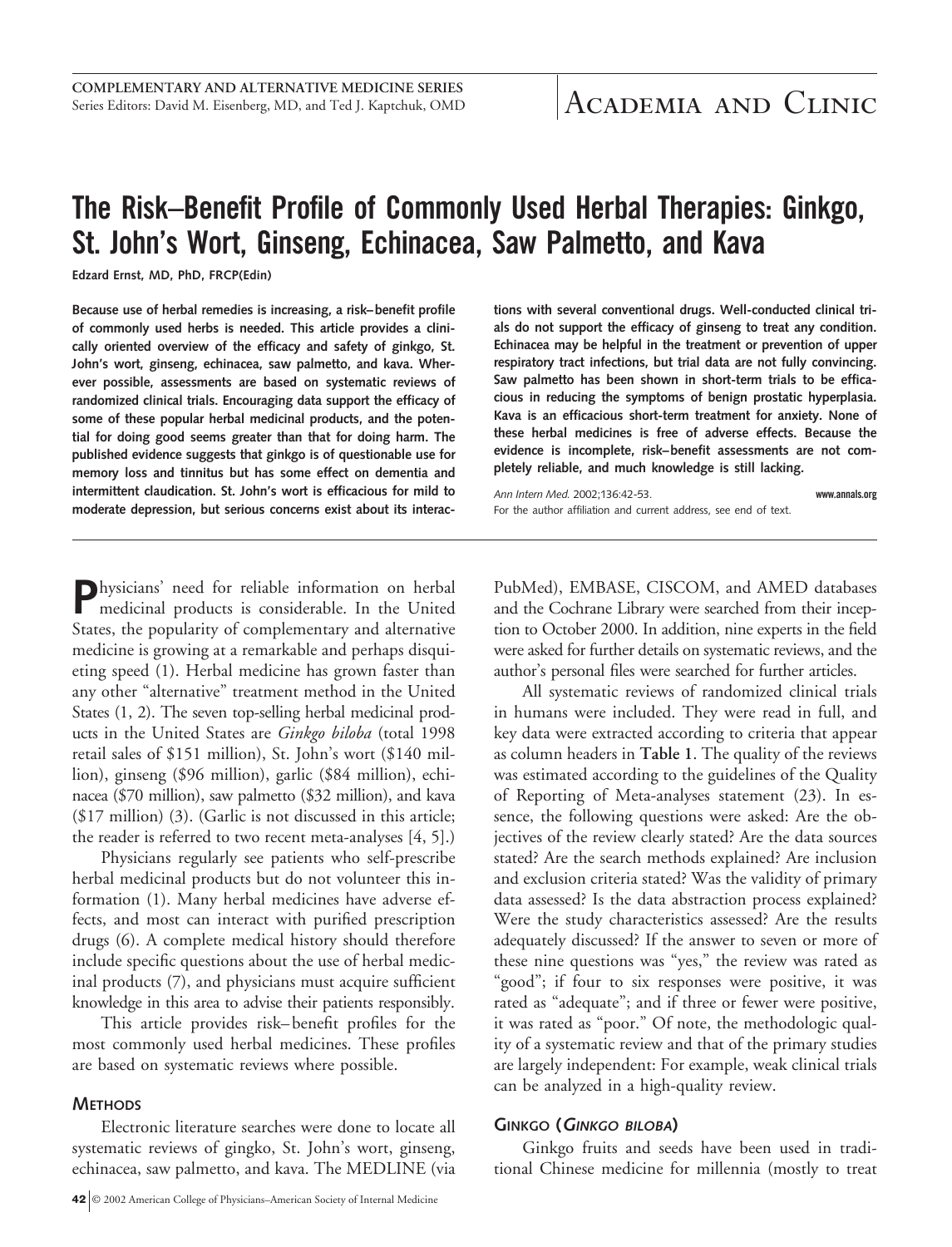COMPLEMENTARY AND ALTERNATIVE MEDICINE SERIES
Series Editors: David M. Eisenberg, MD, and Ted J. Kaptchuk, OMD

ACADEMIA AND CLINIC

# The Risk–Benefit Profile of Commonly Used Herbal Therapies: Ginkgo, St. John's Wort, Ginseng, Echinacea, Saw Palmetto, and Kava

**Edzard Ernst, MD, PhD, FRCP(Edin)**

**Because use of herbal remedies is increasing, a risk–benefit profile of commonly used herbs is needed. This article provides a clinically oriented overview of the efficacy and safety of ginkgo, St. John's wort, ginseng, echinacea, saw palmetto, and kava. Wherever possible, assessments are based on systematic reviews of randomized clinical trials. Encouraging data support the efficacy of some of these popular herbal medicinal products, and the potential for doing good seems greater than that for doing harm. The published evidence suggests that ginkgo is of questionable use for memory loss and tinnitus but has some effect on dementia and intermittent claudication. St. John's wort is efficacious for mild to moderate depression, but serious concerns exist about its interactions with several conventional drugs. Well-conducted clinical trials do not support the efficacy of ginseng to treat any condition. Echinacea may be helpful in the treatment or prevention of upper respiratory tract infections, but trial data are not fully convincing. Saw palmetto has been shown in short-term trials to be efficacious in reducing the symptoms of benign prostatic hyperplasia. Kava is an efficacious short-term treatment for anxiety. None of these herbal medicines is free of adverse effects. Because the evidence is incomplete, risk–benefit assessments are not completely reliable, and much knowledge is still lacking.**

*Ann Intern Med.* 2002;136:42-53. **www.annals.org**
For the author affiliation and current address, see end of text.

Physicians' need for reliable information on herbal medicinal products is considerable. In the United States, the popularity of complementary and alternative medicine is growing at a remarkable and perhaps disquieting speed (1). Herbal medicine has grown faster than any other "alternative" treatment method in the United States (1, 2). The seven top-selling herbal medicinal products in the United States are *Ginkgo biloba* (total 1998 retail sales of $151 million), St. John's wort ($140 million), ginseng ($96 million), garlic ($84 million), echinacea ($70 million), saw palmetto ($32 million), and kava ($17 million) (3). (Garlic is not discussed in this article; the reader is referred to two recent meta-analyses [4, 5].)

Physicians regularly see patients who self-prescribe herbal medicinal products but do not volunteer this information (1). Many herbal medicines have adverse effects, and most can interact with purified prescription drugs (6). A complete medical history should therefore include specific questions about the use of herbal medicinal products (7), and physicians must acquire sufficient knowledge in this area to advise their patients responsibly.

This article provides risk–benefit profiles for the most commonly used herbal medicines. These profiles are based on systematic reviews where possible.

## METHODS

Electronic literature searches were done to locate all systematic reviews of gingko, St. John's wort, ginseng, echinacea, saw palmetto, and kava. The MEDLINE (via PubMed), EMBASE, CISCOM, and AMED databases and the Cochrane Library were searched from their inception to October 2000. In addition, nine experts in the field were asked for further details on systematic reviews, and the author's personal files were searched for further articles.

All systematic reviews of randomized clinical trials in humans were included. They were read in full, and key data were extracted according to criteria that appear as column headers in **Table 1**. The quality of the reviews was estimated according to the guidelines of the Quality of Reporting of Meta-analyses statement (23). In essence, the following questions were asked: Are the objectives of the review clearly stated? Are the data sources stated? Are the search methods explained? Are inclusion and exclusion criteria stated? Was the validity of primary data assessed? Is the data abstraction process explained? Were the study characteristics assessed? Are the results adequately discussed? If the answer to seven or more of these nine questions was "yes," the review was rated as "good"; if four to six responses were positive, it was rated as "adequate"; and if three or fewer were positive, it was rated as "poor." Of note, the methodologic quality of a systematic review and that of the primary studies are largely independent: For example, weak clinical trials can be analyzed in a high-quality review.

## GINKGO (*GINKGO BILOBA*)

Ginkgo fruits and seeds have been used in traditional Chinese medicine for millennia (mostly to treat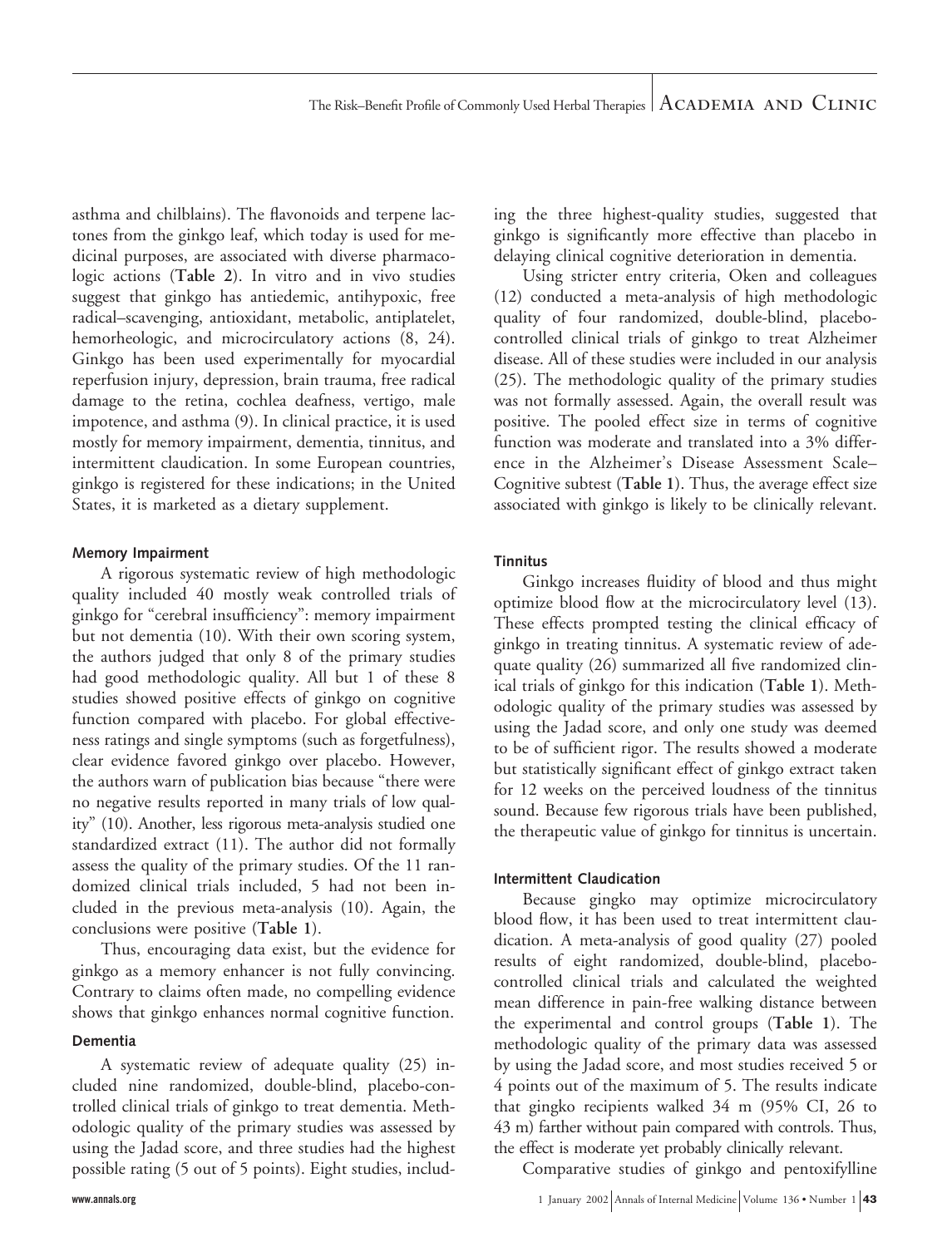asthma and chilblains). The flavonoids and terpene lactones from the ginkgo leaf, which today is used for medicinal purposes, are associated with diverse pharmacologic actions (**Table 2**). In vitro and in vivo studies suggest that ginkgo has antiedemic, antihypoxic, free radical–scavenging, antioxidant, metabolic, antiplatelet, hemorheologic, and microcirculatory actions (8, 24). Ginkgo has been used experimentally for myocardial reperfusion injury, depression, brain trauma, free radical damage to the retina, cochlea deafness, vertigo, male impotence, and asthma (9). In clinical practice, it is used mostly for memory impairment, dementia, tinnitus, and intermittent claudication. In some European countries, ginkgo is registered for these indications; in the United States, it is marketed as a dietary supplement.

#### Memory Impairment

A rigorous systematic review of high methodologic quality included 40 mostly weak controlled trials of ginkgo for "cerebral insufficiency": memory impairment but not dementia (10). With their own scoring system, the authors judged that only 8 of the primary studies had good methodologic quality. All but 1 of these 8 studies showed positive effects of ginkgo on cognitive function compared with placebo. For global effectiveness ratings and single symptoms (such as forgetfulness), clear evidence favored ginkgo over placebo. However, the authors warn of publication bias because "there were no negative results reported in many trials of low quality" (10). Another, less rigorous meta-analysis studied one standardized extract (11). The author did not formally assess the quality of the primary studies. Of the 11 randomized clinical trials included, 5 had not been included in the previous meta-analysis (10). Again, the conclusions were positive (**Table 1**).

Thus, encouraging data exist, but the evidence for ginkgo as a memory enhancer is not fully convincing. Contrary to claims often made, no compelling evidence shows that ginkgo enhances normal cognitive function.

#### Dementia

A systematic review of adequate quality (25) included nine randomized, double-blind, placebo-controlled clinical trials of ginkgo to treat dementia. Methodologic quality of the primary studies was assessed by using the Jadad score, and three studies had the highest possible rating (5 out of 5 points). Eight studies, including the three highest-quality studies, suggested that ginkgo is significantly more effective than placebo in delaying clinical cognitive deterioration in dementia.

Using stricter entry criteria, Oken and colleagues (12) conducted a meta-analysis of high methodologic quality of four randomized, double-blind, placebo-controlled clinical trials of ginkgo to treat Alzheimer disease. All of these studies were included in our analysis (25). The methodologic quality of the primary studies was not formally assessed. Again, the overall result was positive. The pooled effect size in terms of cognitive function was moderate and translated into a 3% difference in the Alzheimer's Disease Assessment Scale–Cognitive subtest (**Table 1**). Thus, the average effect size associated with ginkgo is likely to be clinically relevant.

#### Tinnitus

Ginkgo increases fluidity of blood and thus might optimize blood flow at the microcirculatory level (13). These effects prompted testing the clinical efficacy of ginkgo in treating tinnitus. A systematic review of adequate quality (26) summarized all five randomized clinical trials of ginkgo for this indication (**Table 1**). Methodologic quality of the primary studies was assessed by using the Jadad score, and only one study was deemed to be of sufficient rigor. The results showed a moderate but statistically significant effect of ginkgo extract taken for 12 weeks on the perceived loudness of the tinnitus sound. Because few rigorous trials have been published, the therapeutic value of ginkgo for tinnitus is uncertain.

#### Intermittent Claudication

Because gingko may optimize microcirculatory blood flow, it has been used to treat intermittent claudication. A meta-analysis of good quality (27) pooled results of eight randomized, double-blind, placebo-controlled clinical trials and calculated the weighted mean difference in pain-free walking distance between the experimental and control groups (**Table 1**). The methodologic quality of the primary data was assessed by using the Jadad score, and most studies received 5 or 4 points out of the maximum of 5. The results indicate that gingko recipients walked 34 m (95% CI, 26 to 43 m) farther without pain compared with controls. Thus, the effect is moderate yet probably clinically relevant.

Comparative studies of ginkgo and pentoxifylline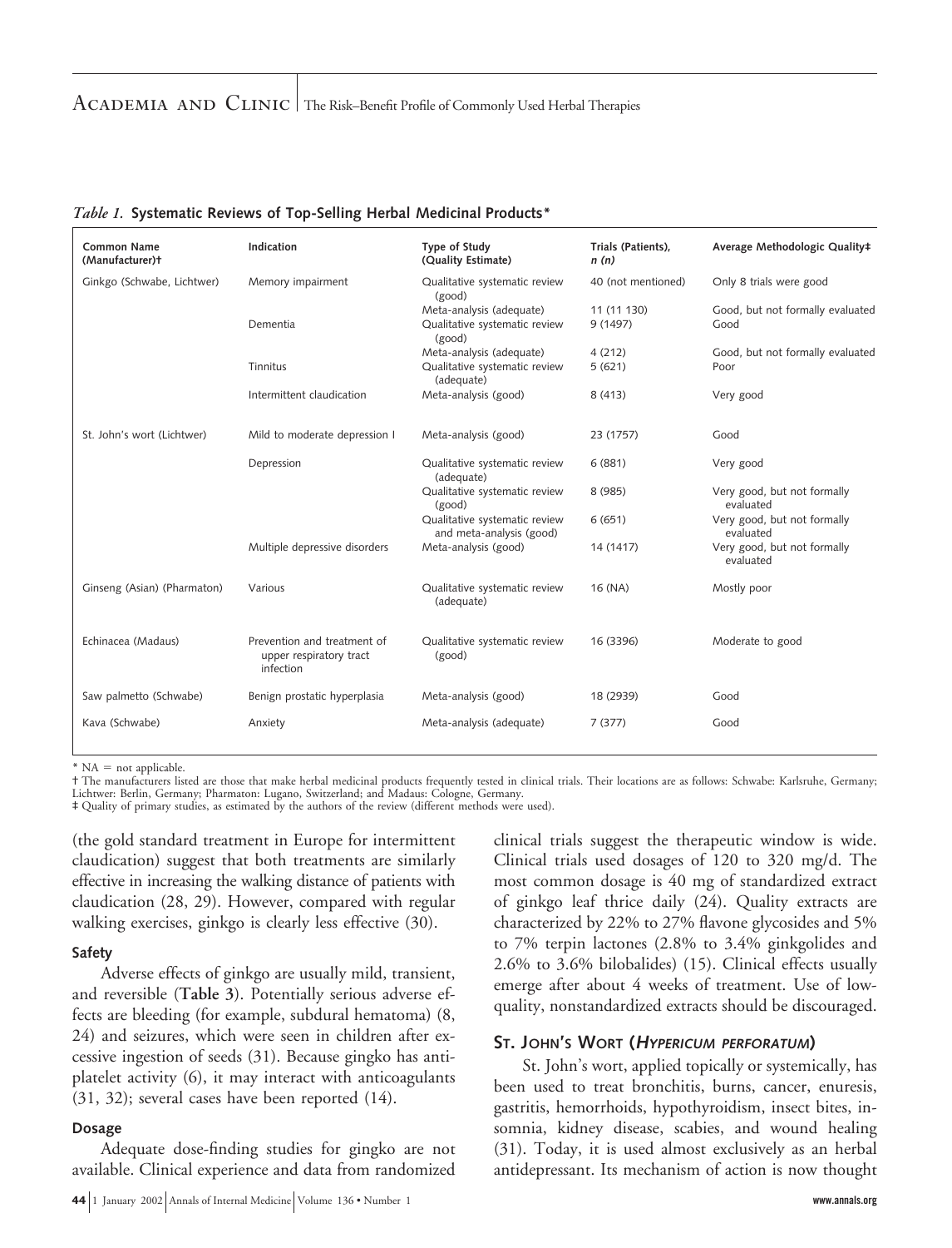*Table 1.* **Systematic Reviews of Top-Selling Herbal Medicinal Products***

| Common Name (Manufacturer)† | Indication | Type of Study (Quality Estimate) | Trials (Patients), *n (n)* | Average Methodologic Quality‡ |
|---|---|---|---|---|
| Ginkgo (Schwabe, Lichtwer) | Memory impairment | Qualitative systematic review (good) | 40 (not mentioned) | Only 8 trials were good |
| | | Meta-analysis (adequate) | 11 (11 130) | Good, but not formally evaluated |
| | Dementia | Qualitative systematic review (good) | 9 (1497) | Good |
| | | Meta-analysis (adequate) | 4 (212) | Good, but not formally evaluated |
| | Tinnitus | Qualitative systematic review (adequate) | 5 (621) | Poor |
| | Intermittent claudication | Meta-analysis (good) | 8 (413) | Very good |
| St. John's wort (Lichtwer) | Mild to moderate depression I | Meta-analysis (good) | 23 (1757) | Good |
| | Depression | Qualitative systematic review (adequate) | 6 (881) | Very good |
| | | Qualitative systematic review (good) | 8 (985) | Very good, but not formally evaluated |
| | | Qualitative systematic review and meta-analysis (good) | 6 (651) | Very good, but not formally evaluated |
| | Multiple depressive disorders | Meta-analysis (good) | 14 (1417) | Very good, but not formally evaluated |
| Ginseng (Asian) (Pharmaton) | Various | Qualitative systematic review (adequate) | 16 (NA) | Mostly poor |
| Echinacea (Madaus) | Prevention and treatment of upper respiratory tract infection | Qualitative systematic review (good) | 16 (3396) | Moderate to good |
| Saw palmetto (Schwabe) | Benign prostatic hyperplasia | Meta-analysis (good) | 18 (2939) | Good |
| Kava (Schwabe) | Anxiety | Meta-analysis (adequate) | 7 (377) | Good |

* NA = not applicable.
† The manufacturers listed are those that make herbal medicinal products frequently tested in clinical trials. Their locations are as follows: Schwabe: Karlsruhe, Germany; Lichtwer: Berlin, Germany; Pharmaton: Lugano, Switzerland; and Madaus: Cologne, Germany.
‡ Quality of primary studies, as estimated by the authors of the review (different methods were used).

(the gold standard treatment in Europe for intermittent claudication) suggest that both treatments are similarly effective in increasing the walking distance of patients with claudication (28, 29). However, compared with regular walking exercises, ginkgo is clearly less effective (30).

### Safety

Adverse effects of ginkgo are usually mild, transient, and reversible (**Table 3**). Potentially serious adverse effects are bleeding (for example, subdural hematoma) (8, 24) and seizures, which were seen in children after excessive ingestion of seeds (31). Because gingko has antiplatelet activity (6), it may interact with anticoagulants (31, 32); several cases have been reported (14).

### Dosage

Adequate dose-finding studies for gingko are not available. Clinical experience and data from randomized clinical trials suggest the therapeutic window is wide. Clinical trials used dosages of 120 to 320 mg/d. The most common dosage is 40 mg of standardized extract of ginkgo leaf thrice daily (24). Quality extracts are characterized by 22% to 27% flavone glycosides and 5% to 7% terpin lactones (2.8% to 3.4% ginkgolides and 2.6% to 3.6% bilobalides) (15). Clinical effects usually emerge after about 4 weeks of treatment. Use of low-quality, nonstandardized extracts should be discouraged.

## St. John's Wort (*Hypericum perforatum*)

St. John's wort, applied topically or systemically, has been used to treat bronchitis, burns, cancer, enuresis, gastritis, hemorrhoids, hypothyroidism, insect bites, insomnia, kidney disease, scabies, and wound healing (31). Today, it is used almost exclusively as an herbal antidepressant. Its mechanism of action is now thought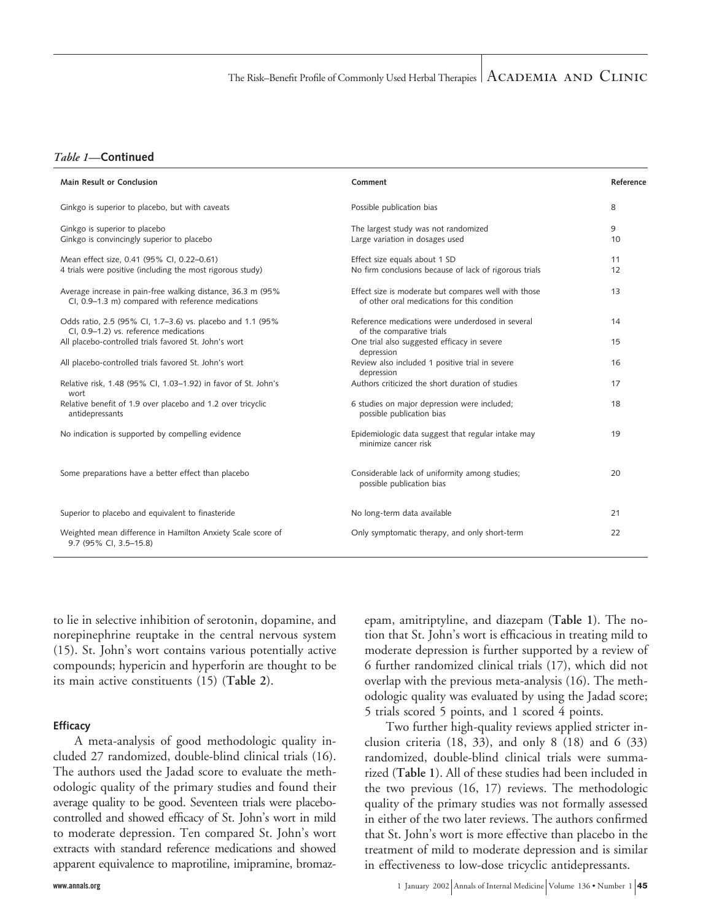*Table 1*—**Continued**

| Main Result or Conclusion | Comment | Reference |
|---|---|---|
| Ginkgo is superior to placebo, but with caveats | Possible publication bias | 8 |
| Ginkgo is superior to placebo | The largest study was not randomized | 9 |
| Ginkgo is convincingly superior to placebo | Large variation in dosages used | 10 |
| Mean effect size, 0.41 (95% CI, 0.22–0.61) | Effect size equals about 1 SD | 11 |
| 4 trials were positive (including the most rigorous study) | No firm conclusions because of lack of rigorous trials | 12 |
| Average increase in pain-free walking distance, 36.3 m (95% CI, 0.9–1.3 m) compared with reference medications | Effect size is moderate but compares well with those of other oral medications for this condition | 13 |
| Odds ratio, 2.5 (95% CI, 1.7–3.6) vs. placebo and 1.1 (95% CI, 0.9–1.2) vs. reference medications | Reference medications were underdosed in several of the comparative trials | 14 |
| All placebo-controlled trials favored St. John's wort | One trial also suggested efficacy in severe depression | 15 |
| All placebo-controlled trials favored St. John's wort | Review also included 1 positive trial in severe depression | 16 |
| Relative risk, 1.48 (95% CI, 1.03–1.92) in favor of St. John's wort | Authors criticized the short duration of studies | 17 |
| Relative benefit of 1.9 over placebo and 1.2 over tricyclic antidepressants | 6 studies on major depression were included; possible publication bias | 18 |
| No indication is supported by compelling evidence | Epidemiologic data suggest that regular intake may minimize cancer risk | 19 |
| Some preparations have a better effect than placebo | Considerable lack of uniformity among studies; possible publication bias | 20 |
| Superior to placebo and equivalent to finasteride | No long-term data available | 21 |
| Weighted mean difference in Hamilton Anxiety Scale score of 9.7 (95% CI, 3.5–15.8) | Only symptomatic therapy, and only short-term | 22 |

to lie in selective inhibition of serotonin, dopamine, and norepinephrine reuptake in the central nervous system (15). St. John's wort contains various potentially active compounds; hypericin and hyperforin are thought to be its main active constituents (15) (**Table 2**).

### Efficacy

A meta-analysis of good methodologic quality included 27 randomized, double-blind clinical trials (16). The authors used the Jadad score to evaluate the methodologic quality of the primary studies and found their average quality to be good. Seventeen trials were placebo-controlled and showed efficacy of St. John's wort in mild to moderate depression. Ten compared St. John's wort extracts with standard reference medications and showed apparent equivalence to maprotiline, imipramine, bromazepam, amitriptyline, and diazepam (**Table 1**). The notion that St. John's wort is efficacious in treating mild to moderate depression is further supported by a review of 6 further randomized clinical trials (17), which did not overlap with the previous meta-analysis (16). The methodologic quality was evaluated by using the Jadad score; 5 trials scored 5 points, and 1 scored 4 points.

Two further high-quality reviews applied stricter inclusion criteria (18, 33), and only 8 (18) and 6 (33) randomized, double-blind clinical trials were summarized (**Table 1**). All of these studies had been included in the two previous (16, 17) reviews. The methodologic quality of the primary studies was not formally assessed in either of the two later reviews. The authors confirmed that St. John's wort is more effective than placebo in the treatment of mild to moderate depression and is similar in effectiveness to low-dose tricyclic antidepressants.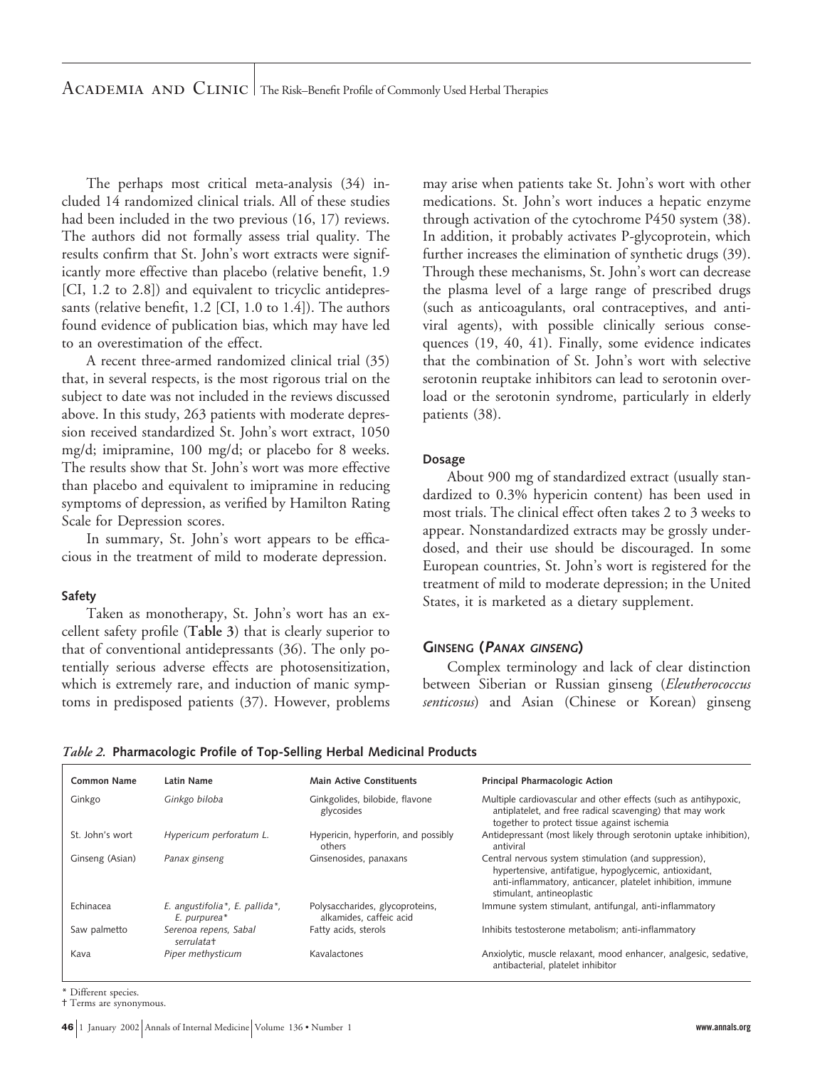The perhaps most critical meta-analysis (34) included 14 randomized clinical trials. All of these studies had been included in the two previous (16, 17) reviews. The authors did not formally assess trial quality. The results confirm that St. John's wort extracts were significantly more effective than placebo (relative benefit, 1.9 [CI, 1.2 to 2.8]) and equivalent to tricyclic antidepressants (relative benefit, 1.2 [CI, 1.0 to 1.4]). The authors found evidence of publication bias, which may have led to an overestimation of the effect.

A recent three-armed randomized clinical trial (35) that, in several respects, is the most rigorous trial on the subject to date was not included in the reviews discussed above. In this study, 263 patients with moderate depression received standardized St. John's wort extract, 1050 mg/d; imipramine, 100 mg/d; or placebo for 8 weeks. The results show that St. John's wort was more effective than placebo and equivalent to imipramine in reducing symptoms of depression, as verified by Hamilton Rating Scale for Depression scores.

In summary, St. John's wort appears to be efficacious in the treatment of mild to moderate depression.

#### Safety

Taken as monotherapy, St. John's wort has an excellent safety profile (**Table 3**) that is clearly superior to that of conventional antidepressants (36). The only potentially serious adverse effects are photosensitization, which is extremely rare, and induction of manic symptoms in predisposed patients (37). However, problems may arise when patients take St. John's wort with other medications. St. John's wort induces a hepatic enzyme through activation of the cytochrome P450 system (38). In addition, it probably activates P-glycoprotein, which further increases the elimination of synthetic drugs (39). Through these mechanisms, St. John's wort can decrease the plasma level of a large range of prescribed drugs (such as anticoagulants, oral contraceptives, and antiviral agents), with possible clinically serious consequences (19, 40, 41). Finally, some evidence indicates that the combination of St. John's wort with selective serotonin reuptake inhibitors can lead to serotonin overload or the serotonin syndrome, particularly in elderly patients (38).

#### Dosage

About 900 mg of standardized extract (usually standardized to 0.3% hypericin content) has been used in most trials. The clinical effect often takes 2 to 3 weeks to appear. Nonstandardized extracts may be grossly underdosed, and their use should be discouraged. In some European countries, St. John's wort is registered for the treatment of mild to moderate depression; in the United States, it is marketed as a dietary supplement.

### GINSENG (*PANAX GINSENG*)

Complex terminology and lack of clear distinction between Siberian or Russian ginseng (*Eleutherococcus senticosus*) and Asian (Chinese or Korean) ginseng

*Table 2.* **Pharmacologic Profile of Top-Selling Herbal Medicinal Products**

| Common Name | Latin Name | Main Active Constituents | Principal Pharmacologic Action |
|---|---|---|---|
| Ginkgo | *Ginkgo biloba* | Ginkgolides, bilobide, flavone glycosides | Multiple cardiovascular and other effects (such as antihypoxic, antiplatelet, and free radical scavenging) that may work together to protect tissue against ischemia |
| St. John's wort | *Hypericum perforatum L.* | Hypericin, hyperforin, and possibly others | Antidepressant (most likely through serotonin uptake inhibition), antiviral |
| Ginseng (Asian) | *Panax ginseng* | Ginsenosides, panaxans | Central nervous system stimulation (and suppression), hypertensive, antifatigue, hypoglycemic, antioxidant, anti-inflammatory, anticancer, platelet inhibition, immune stimulant, antineoplastic |
| Echinacea | *E. angustifolia*\*, *E. pallida*\*, *E. purpurea*\* | Polysaccharides, glycoproteins, alkamides, caffeic acid | Immune system stimulant, antifungal, anti-inflammatory |
| Saw palmetto | *Serenoa repens, Sabal serrulata*† | Fatty acids, sterols | Inhibits testosterone metabolism; anti-inflammatory |
| Kava | *Piper methysticum* | Kavalactones | Anxiolytic, muscle relaxant, mood enhancer, analgesic, sedative, antibacterial, platelet inhibitor |

\* Different species.
† Terms are synonymous.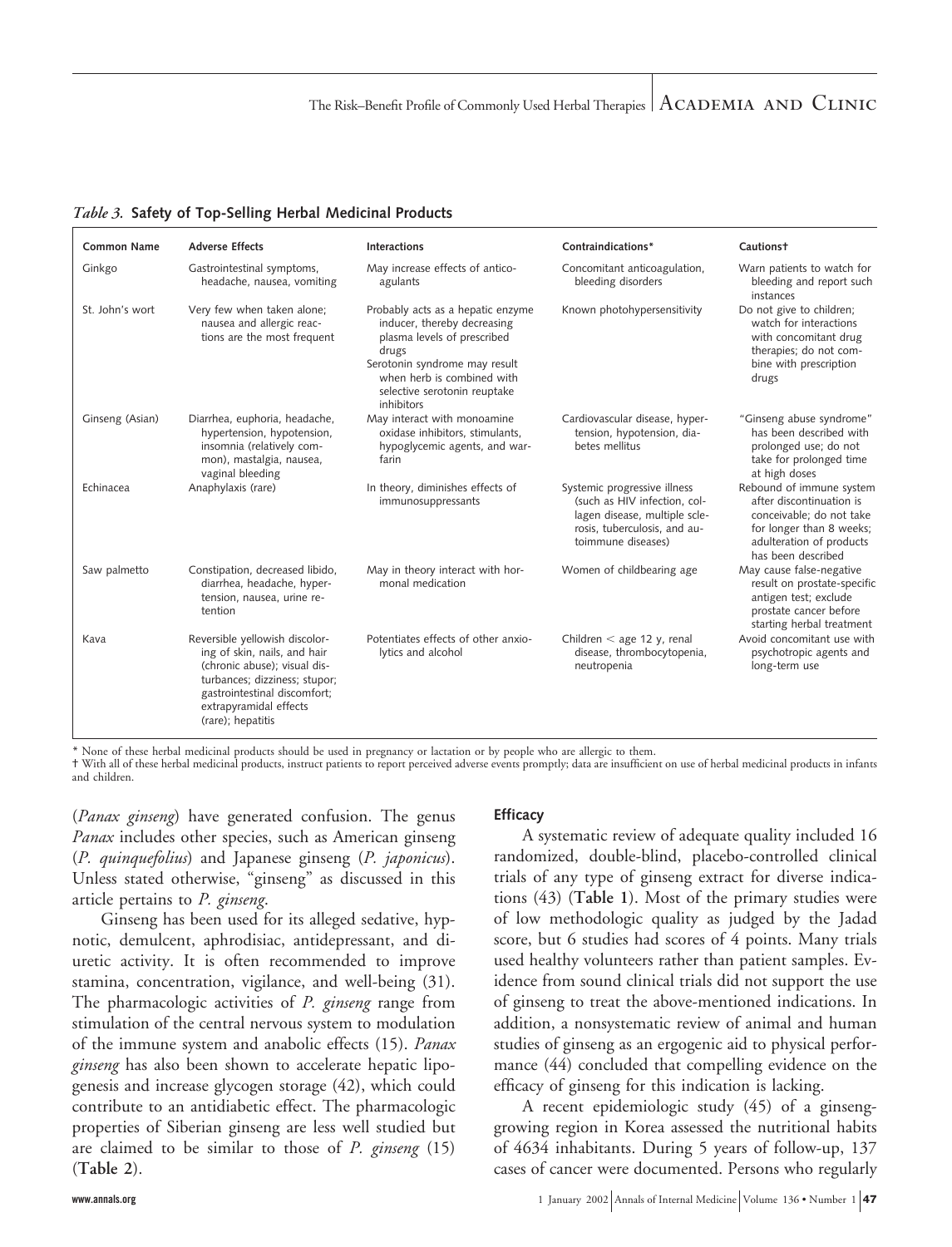*Table 3.* **Safety of Top-Selling Herbal Medicinal Products**

| Common Name | Adverse Effects | Interactions | Contraindications* | Cautions† |
|---|---|---|---|---|
| Ginkgo | Gastrointestinal symptoms, headache, nausea, vomiting | May increase effects of anticoagulants | Concomitant anticoagulation, bleeding disorders | Warn patients to watch for bleeding and report such instances |
| St. John's wort | Very few when taken alone; nausea and allergic reactions are the most frequent | Probably acts as a hepatic enzyme inducer, thereby decreasing plasma levels of prescribed drugs<br>Serotonin syndrome may result when herb is combined with selective serotonin reuptake inhibitors | Known photohypersensitivity | Do not give to children; watch for interactions with concomitant drug therapies; do not combine with prescription drugs |
| Ginseng (Asian) | Diarrhea, euphoria, headache, hypertension, hypotension, insomnia (relatively common), mastalgia, nausea, vaginal bleeding | May interact with monoamine oxidase inhibitors, stimulants, hypoglycemic agents, and warfarin | Cardiovascular disease, hypertension, hypotension, diabetes mellitus | "Ginseng abuse syndrome" has been described with prolonged use; do not take for prolonged time at high doses |
| Echinacea | Anaphylaxis (rare) | In theory, diminishes effects of immunosuppressants | Systemic progressive illness (such as HIV infection, collagen disease, multiple sclerosis, tuberculosis, and autoimmune diseases) | Rebound of immune system after discontinuation is conceivable; do not take for longer than 8 weeks; adulteration of products has been described |
| Saw palmetto | Constipation, decreased libido, diarrhea, headache, hypertension, nausea, urine retention | May in theory interact with hormonal medication | Women of childbearing age | May cause false-negative result on prostate-specific antigen test; exclude prostate cancer before starting herbal treatment |
| Kava | Reversible yellowish discoloring of skin, nails, and hair (chronic abuse); visual disturbances; dizziness; stupor; gastrointestinal discomfort; extrapyramidal effects (rare); hepatitis | Potentiates effects of other anxiolytics and alcohol | Children < age 12 y, renal disease, thrombocytopenia, neutropenia | Avoid concomitant use with psychotropic agents and long-term use |

\* None of these herbal medicinal products should be used in pregnancy or lactation or by people who are allergic to them.
† With all of these herbal medicinal products, instruct patients to report perceived adverse events promptly; data are insufficient on use of herbal medicinal products in infants and children.

(*Panax ginseng*) have generated confusion. The genus *Panax* includes other species, such as American ginseng (*P. quinquefolius*) and Japanese ginseng (*P. japonicus*). Unless stated otherwise, "ginseng" as discussed in this article pertains to *P. ginseng*.

Ginseng has been used for its alleged sedative, hypnotic, demulcent, aphrodisiac, antidepressant, and diuretic activity. It is often recommended to improve stamina, concentration, vigilance, and well-being (31). The pharmacologic activities of *P. ginseng* range from stimulation of the central nervous system to modulation of the immune system and anabolic effects (15). *Panax ginseng* has also been shown to accelerate hepatic lipogenesis and increase glycogen storage (42), which could contribute to an antidiabetic effect. The pharmacologic properties of Siberian ginseng are less well studied but are claimed to be similar to those of *P. ginseng* (15) (**Table 2**).

#### Efficacy

A systematic review of adequate quality included 16 randomized, double-blind, placebo-controlled clinical trials of any type of ginseng extract for diverse indications (43) (**Table 1**). Most of the primary studies were of low methodologic quality as judged by the Jadad score, but 6 studies had scores of 4 points. Many trials used healthy volunteers rather than patient samples. Evidence from sound clinical trials did not support the use of ginseng to treat the above-mentioned indications. In addition, a nonsystematic review of animal and human studies of ginseng as an ergogenic aid to physical performance (44) concluded that compelling evidence on the efficacy of ginseng for this indication is lacking.

A recent epidemiologic study (45) of a ginseng-growing region in Korea assessed the nutritional habits of 4634 inhabitants. During 5 years of follow-up, 137 cases of cancer were documented. Persons who regularly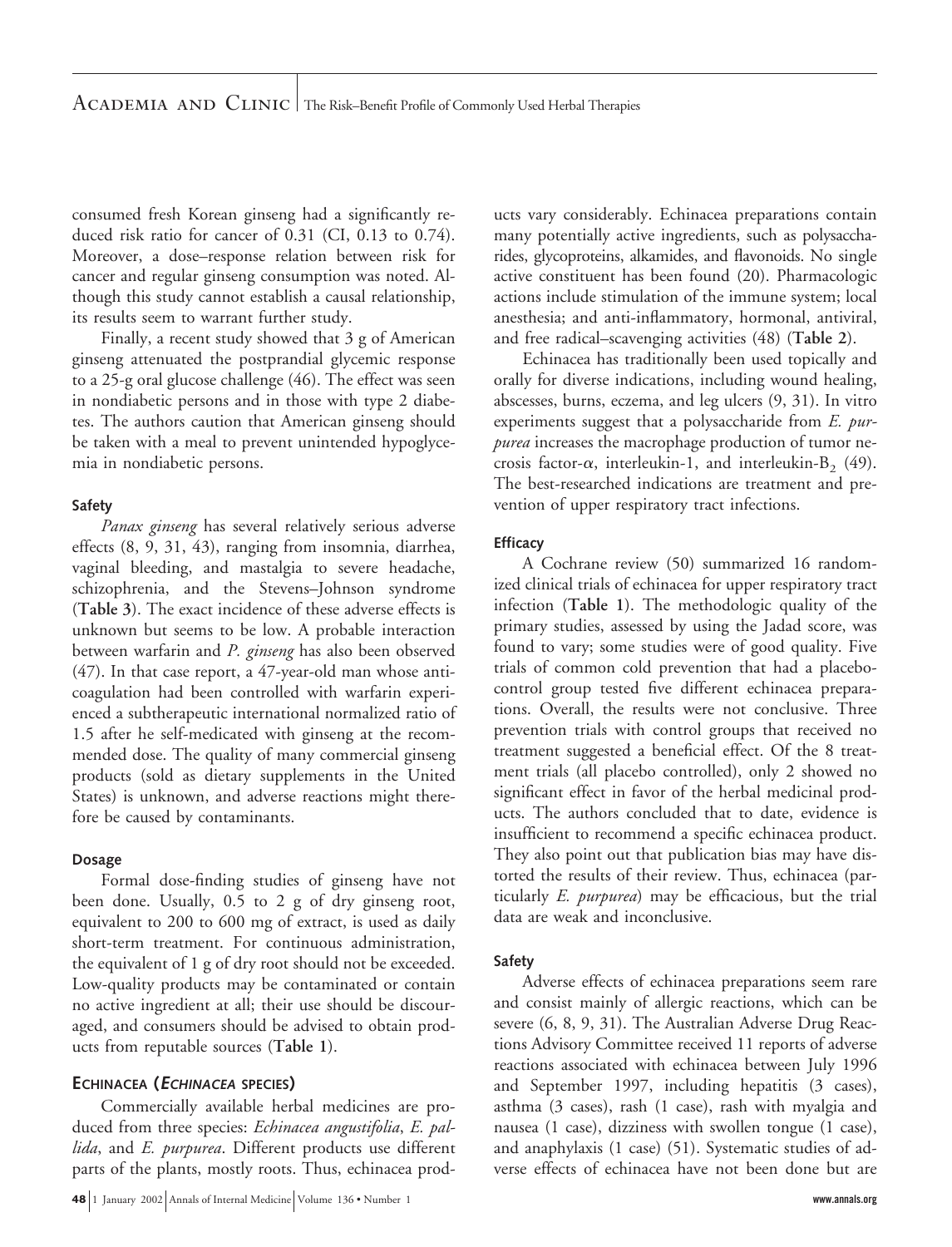consumed fresh Korean ginseng had a significantly reduced risk ratio for cancer of 0.31 (CI, 0.13 to 0.74). Moreover, a dose–response relation between risk for cancer and regular ginseng consumption was noted. Although this study cannot establish a causal relationship, its results seem to warrant further study.

Finally, a recent study showed that 3 g of American ginseng attenuated the postprandial glycemic response to a 25-g oral glucose challenge (46). The effect was seen in nondiabetic persons and in those with type 2 diabetes. The authors caution that American ginseng should be taken with a meal to prevent unintended hypoglycemia in nondiabetic persons.

#### Safety

*Panax ginseng* has several relatively serious adverse effects (8, 9, 31, 43), ranging from insomnia, diarrhea, vaginal bleeding, and mastalgia to severe headache, schizophrenia, and the Stevens–Johnson syndrome (**Table 3**). The exact incidence of these adverse effects is unknown but seems to be low. A probable interaction between warfarin and *P. ginseng* has also been observed (47). In that case report, a 47-year-old man whose anticoagulation had been controlled with warfarin experienced a subtherapeutic international normalized ratio of 1.5 after he self-medicated with ginseng at the recommended dose. The quality of many commercial ginseng products (sold as dietary supplements in the United States) is unknown, and adverse reactions might therefore be caused by contaminants.

#### Dosage

Formal dose-finding studies of ginseng have not been done. Usually, 0.5 to 2 g of dry ginseng root, equivalent to 200 to 600 mg of extract, is used as daily short-term treatment. For continuous administration, the equivalent of 1 g of dry root should not be exceeded. Low-quality products may be contaminated or contain no active ingredient at all; their use should be discouraged, and consumers should be advised to obtain products from reputable sources (**Table 1**).

### ECHINACEA (*ECHINACEA* SPECIES)

Commercially available herbal medicines are produced from three species: *Echinacea angustifolia*, *E. pallida*, and *E. purpurea*. Different products use different parts of the plants, mostly roots. Thus, echinacea products vary considerably. Echinacea preparations contain many potentially active ingredients, such as polysaccharides, glycoproteins, alkamides, and flavonoids. No single active constituent has been found (20). Pharmacologic actions include stimulation of the immune system; local anesthesia; and anti-inflammatory, hormonal, antiviral, and free radical–scavenging activities (48) (**Table 2**).

Echinacea has traditionally been used topically and orally for diverse indications, including wound healing, abscesses, burns, eczema, and leg ulcers (9, 31). In vitro experiments suggest that a polysaccharide from *E. purpurea* increases the macrophage production of tumor necrosis factor-$\alpha$, interleukin-1, and interleukin-$B_2$ (49). The best-researched indications are treatment and prevention of upper respiratory tract infections.

#### Efficacy

A Cochrane review (50) summarized 16 randomized clinical trials of echinacea for upper respiratory tract infection (**Table 1**). The methodologic quality of the primary studies, assessed by using the Jadad score, was found to vary; some studies were of good quality. Five trials of common cold prevention that had a placebo-control group tested five different echinacea preparations. Overall, the results were not conclusive. Three prevention trials with control groups that received no treatment suggested a beneficial effect. Of the 8 treatment trials (all placebo controlled), only 2 showed no significant effect in favor of the herbal medicinal products. The authors concluded that to date, evidence is insufficient to recommend a specific echinacea product. They also point out that publication bias may have distorted the results of their review. Thus, echinacea (particularly *E. purpurea*) may be efficacious, but the trial data are weak and inconclusive.

#### Safety

Adverse effects of echinacea preparations seem rare and consist mainly of allergic reactions, which can be severe (6, 8, 9, 31). The Australian Adverse Drug Reactions Advisory Committee received 11 reports of adverse reactions associated with echinacea between July 1996 and September 1997, including hepatitis (3 cases), asthma (3 cases), rash (1 case), rash with myalgia and nausea (1 case), dizziness with swollen tongue (1 case), and anaphylaxis (1 case) (51). Systematic studies of adverse effects of echinacea have not been done but are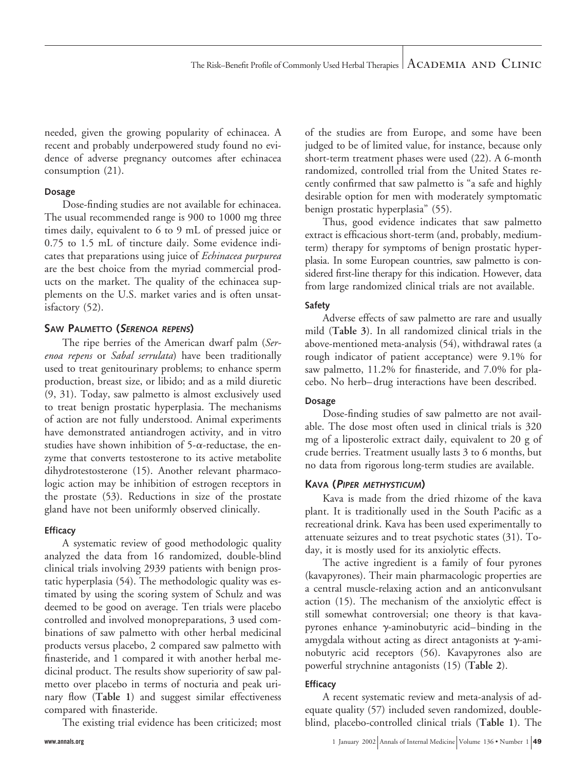needed, given the growing popularity of echinacea. A recent and probably underpowered study found no evidence of adverse pregnancy outcomes after echinacea consumption (21).

#### Dosage

Dose-finding studies are not available for echinacea. The usual recommended range is 900 to 1000 mg three times daily, equivalent to 6 to 9 mL of pressed juice or 0.75 to 1.5 mL of tincture daily. Some evidence indicates that preparations using juice of *Echinacea purpurea* are the best choice from the myriad commercial products on the market. The quality of the echinacea supplements on the U.S. market varies and is often unsatisfactory (52).

### Saw Palmetto (*Serenoa repens*)

The ripe berries of the American dwarf palm (*Serenoa repens* or *Sabal serrulata*) have been traditionally used to treat genitourinary problems; to enhance sperm production, breast size, or libido; and as a mild diuretic (9, 31). Today, saw palmetto is almost exclusively used to treat benign prostatic hyperplasia. The mechanisms of action are not fully understood. Animal experiments have demonstrated antiandrogen activity, and in vitro studies have shown inhibition of 5-$\alpha$-reductase, the enzyme that converts testosterone to its active metabolite dihydrotestosterone (15). Another relevant pharmacologic action may be inhibition of estrogen receptors in the prostate (53). Reductions in size of the prostate gland have not been uniformly observed clinically.

#### Efficacy

A systematic review of good methodologic quality analyzed the data from 16 randomized, double-blind clinical trials involving 2939 patients with benign prostatic hyperplasia (54). The methodologic quality was estimated by using the scoring system of Schulz and was deemed to be good on average. Ten trials were placebo controlled and involved monopreparations, 3 used combinations of saw palmetto with other herbal medicinal products versus placebo, 2 compared saw palmetto with finasteride, and 1 compared it with another herbal medicinal product. The results show superiority of saw palmetto over placebo in terms of nocturia and peak urinary flow (**Table 1**) and suggest similar effectiveness compared with finasteride.

The existing trial evidence has been criticized; most of the studies are from Europe, and some have been judged to be of limited value, for instance, because only short-term treatment phases were used (22). A 6-month randomized, controlled trial from the United States recently confirmed that saw palmetto is "a safe and highly desirable option for men with moderately symptomatic benign prostatic hyperplasia" (55).

Thus, good evidence indicates that saw palmetto extract is efficacious short-term (and, probably, medium-term) therapy for symptoms of benign prostatic hyperplasia. In some European countries, saw palmetto is considered first-line therapy for this indication. However, data from large randomized clinical trials are not available.

#### Safety

Adverse effects of saw palmetto are rare and usually mild (**Table 3**). In all randomized clinical trials in the above-mentioned meta-analysis (54), withdrawal rates (a rough indicator of patient acceptance) were 9.1% for saw palmetto, 11.2% for finasteride, and 7.0% for placebo. No herb–drug interactions have been described.

#### Dosage

Dose-finding studies of saw palmetto are not available. The dose most often used in clinical trials is 320 mg of a liposterolic extract daily, equivalent to 20 g of crude berries. Treatment usually lasts 3 to 6 months, but no data from rigorous long-term studies are available.

### Kava (*Piper methysticum*)

Kava is made from the dried rhizome of the kava plant. It is traditionally used in the South Pacific as a recreational drink. Kava has been used experimentally to attenuate seizures and to treat psychotic states (31). Today, it is mostly used for its anxiolytic effects.

The active ingredient is a family of four pyrones (kavapyrones). Their main pharmacologic properties are a central muscle-relaxing action and an anticonvulsant action (15). The mechanism of the anxiolytic effect is still somewhat controversial; one theory is that kavapyrones enhance $\gamma$-aminobutyric acid–binding in the amygdala without acting as direct antagonists at $\gamma$-aminobutyric acid receptors (56). Kavapyrones also are powerful strychnine antagonists (15) (**Table 2**).

#### Efficacy

A recent systematic review and meta-analysis of adequate quality (57) included seven randomized, double-blind, placebo-controlled clinical trials (**Table 1**). The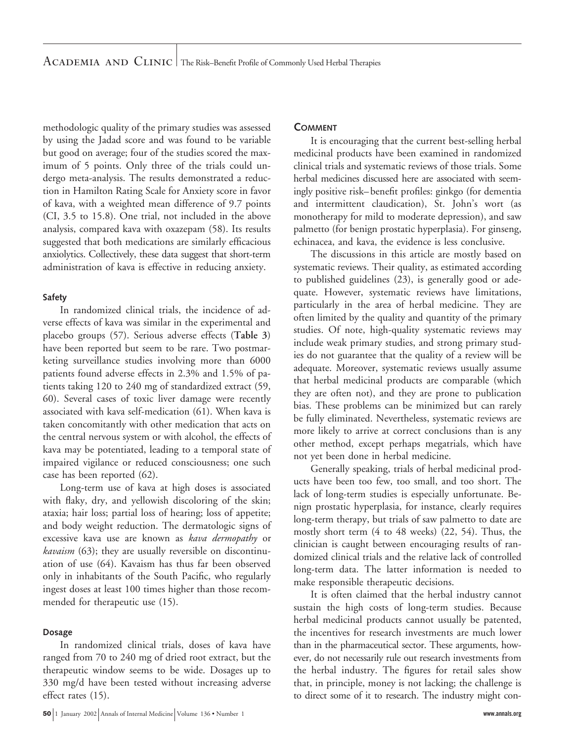methodologic quality of the primary studies was assessed by using the Jadad score and was found to be variable but good on average; four of the studies scored the maximum of 5 points. Only three of the trials could undergo meta-analysis. The results demonstrated a reduction in Hamilton Rating Scale for Anxiety score in favor of kava, with a weighted mean difference of 9.7 points (CI, 3.5 to 15.8). One trial, not included in the above analysis, compared kava with oxazepam (58). Its results suggested that both medications are similarly efficacious anxiolytics. Collectively, these data suggest that short-term administration of kava is effective in reducing anxiety.

### Safety

In randomized clinical trials, the incidence of adverse effects of kava was similar in the experimental and placebo groups (57). Serious adverse effects (**Table 3**) have been reported but seem to be rare. Two postmarketing surveillance studies involving more than 6000 patients found adverse effects in 2.3% and 1.5% of patients taking 120 to 240 mg of standardized extract (59, 60). Several cases of toxic liver damage were recently associated with kava self-medication (61). When kava is taken concomitantly with other medication that acts on the central nervous system or with alcohol, the effects of kava may be potentiated, leading to a temporal state of impaired vigilance or reduced consciousness; one such case has been reported (62).

Long-term use of kava at high doses is associated with flaky, dry, and yellowish discoloring of the skin; ataxia; hair loss; partial loss of hearing; loss of appetite; and body weight reduction. The dermatologic signs of excessive kava use are known as *kava dermopathy* or *kavaism* (63); they are usually reversible on discontinuation of use (64). Kavaism has thus far been observed only in inhabitants of the South Pacific, who regularly ingest doses at least 100 times higher than those recommended for therapeutic use (15).

### Dosage

In randomized clinical trials, doses of kava have ranged from 70 to 240 mg of dried root extract, but the therapeutic window seems to be wide. Dosages up to 330 mg/d have been tested without increasing adverse effect rates (15).

## Comment

It is encouraging that the current best-selling herbal medicinal products have been examined in randomized clinical trials and systematic reviews of those trials. Some herbal medicines discussed here are associated with seemingly positive risk–benefit profiles: ginkgo (for dementia and intermittent claudication), St. John's wort (as monotherapy for mild to moderate depression), and saw palmetto (for benign prostatic hyperplasia). For ginseng, echinacea, and kava, the evidence is less conclusive.

The discussions in this article are mostly based on systematic reviews. Their quality, as estimated according to published guidelines (23), is generally good or adequate. However, systematic reviews have limitations, particularly in the area of herbal medicine. They are often limited by the quality and quantity of the primary studies. Of note, high-quality systematic reviews may include weak primary studies, and strong primary studies do not guarantee that the quality of a review will be adequate. Moreover, systematic reviews usually assume that herbal medicinal products are comparable (which they are often not), and they are prone to publication bias. These problems can be minimized but can rarely be fully eliminated. Nevertheless, systematic reviews are more likely to arrive at correct conclusions than is any other method, except perhaps megatrials, which have not yet been done in herbal medicine.

Generally speaking, trials of herbal medicinal products have been too few, too small, and too short. The lack of long-term studies is especially unfortunate. Benign prostatic hyperplasia, for instance, clearly requires long-term therapy, but trials of saw palmetto to date are mostly short term (4 to 48 weeks) (22, 54). Thus, the clinician is caught between encouraging results of randomized clinical trials and the relative lack of controlled long-term data. The latter information is needed to make responsible therapeutic decisions.

It is often claimed that the herbal industry cannot sustain the high costs of long-term studies. Because herbal medicinal products cannot usually be patented, the incentives for research investments are much lower than in the pharmaceutical sector. These arguments, however, do not necessarily rule out research investments from the herbal industry. The figures for retail sales show that, in principle, money is not lacking; the challenge is to direct some of it to research. The industry might con-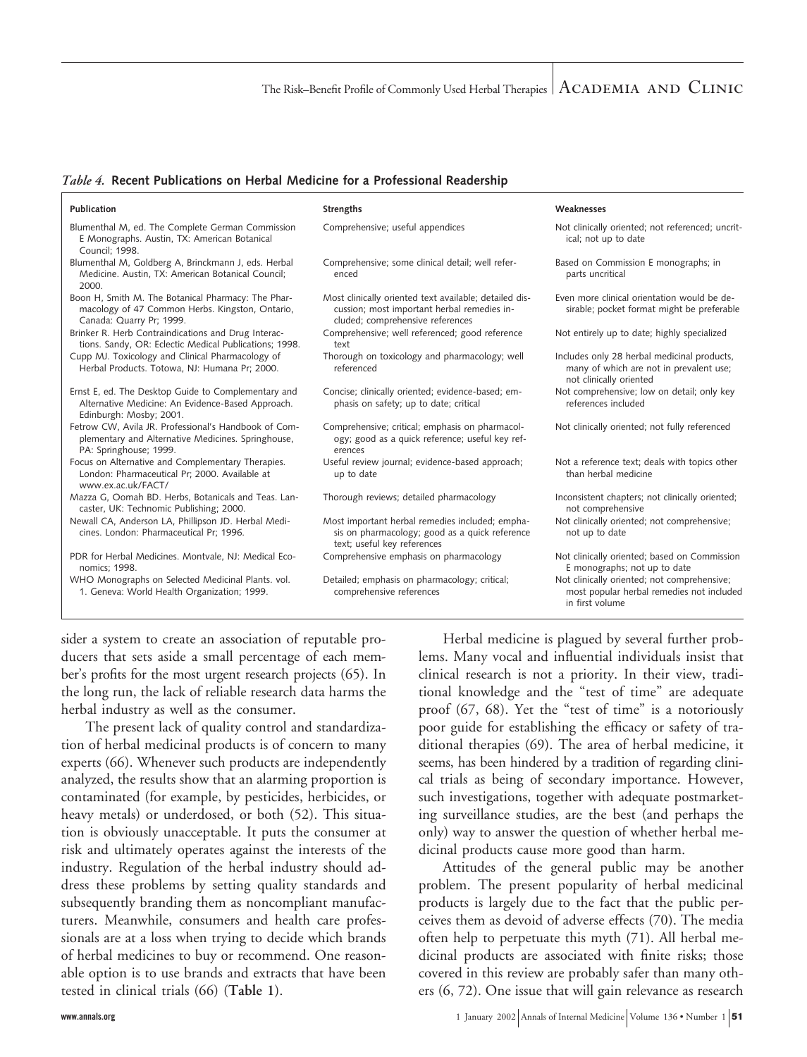*Table 4.* **Recent Publications on Herbal Medicine for a Professional Readership**

| Publication | Strengths | Weaknesses |
|---|---|---|
| Blumenthal M, ed. The Complete German Commission E Monographs. Austin, TX: American Botanical Council; 1998. | Comprehensive; useful appendices | Not clinically oriented; not referenced; uncritical; not up to date |
| Blumenthal M, Goldberg A, Brinckmann J, eds. Herbal Medicine. Austin, TX: American Botanical Council; 2000. | Comprehensive; some clinical detail; well referenced | Based on Commission E monographs; in parts uncritical |
| Boon H, Smith M. The Botanical Pharmacy: The Pharmacology of 47 Common Herbs. Kingston, Ontario, Canada: Quarry Pr; 1999. | Most clinically oriented text available; detailed discussion; most important herbal remedies included; comprehensive references | Even more clinical orientation would be desirable; pocket format might be preferable |
| Brinker R. Herb Contraindications and Drug Interactions. Sandy, OR: Eclectic Medical Publications; 1998. | Comprehensive; well referenced; good reference text | Not entirely up to date; highly specialized |
| Cupp MJ. Toxicology and Clinical Pharmacology of Herbal Products. Totowa, NJ: Humana Pr; 2000. | Thorough on toxicology and pharmacology; well referenced | Includes only 28 herbal medicinal products, many of which are not in prevalent use; not clinically oriented |
| Ernst E, ed. The Desktop Guide to Complementary and Alternative Medicine: An Evidence-Based Approach. Edinburgh: Mosby; 2001. | Concise; clinically oriented; evidence-based; emphasis on safety; up to date; critical | Not comprehensive; low on detail; only key references included |
| Fetrow CW, Avila JR. Professional's Handbook of Complementary and Alternative Medicines. Springhouse, PA: Springhouse; 1999. | Comprehensive; critical; emphasis on pharmacology; good as a quick reference; useful key references | Not clinically oriented; not fully referenced |
| Focus on Alternative and Complementary Therapies. London: Pharmaceutical Pr; 2000. Available at www.ex.ac.uk/FACT/ | Useful review journal; evidence-based approach; up to date | Not a reference text; deals with topics other than herbal medicine |
| Mazza G, Oomah BD. Herbs, Botanicals and Teas. Lancaster, UK: Technomic Publishing; 2000. | Thorough reviews; detailed pharmacology | Inconsistent chapters; not clinically oriented; not comprehensive |
| Newall CA, Anderson LA, Phillipson JD. Herbal Medicines. London: Pharmaceutical Pr; 1996. | Most important herbal remedies included; emphasis on pharmacology; good as a quick reference text; useful key references | Not clinically oriented; not comprehensive; not up to date |
| PDR for Herbal Medicines. Montvale, NJ: Medical Economics; 1998. | Comprehensive emphasis on pharmacology | Not clinically oriented; based on Commission E monographs; not up to date |
| WHO Monographs on Selected Medicinal Plants. vol. 1. Geneva: World Health Organization; 1999. | Detailed; emphasis on pharmacology; critical; comprehensive references | Not clinically oriented; not comprehensive; most popular herbal remedies not included in first volume |

sider a system to create an association of reputable producers that sets aside a small percentage of each member's profits for the most urgent research projects (65). In the long run, the lack of reliable research data harms the herbal industry as well as the consumer.

The present lack of quality control and standardization of herbal medicinal products is of concern to many experts (66). Whenever such products are independently analyzed, the results show that an alarming proportion is contaminated (for example, by pesticides, herbicides, or heavy metals) or underdosed, or both (52). This situation is obviously unacceptable. It puts the consumer at risk and ultimately operates against the interests of the industry. Regulation of the herbal industry should address these problems by setting quality standards and subsequently branding them as noncompliant manufacturers. Meanwhile, consumers and health care professionals are at a loss when trying to decide which brands of herbal medicines to buy or recommend. One reasonable option is to use brands and extracts that have been tested in clinical trials (66) (**Table 1**).

Herbal medicine is plagued by several further problems. Many vocal and influential individuals insist that clinical research is not a priority. In their view, traditional knowledge and the "test of time" are adequate proof (67, 68). Yet the "test of time" is a notoriously poor guide for establishing the efficacy or safety of traditional therapies (69). The area of herbal medicine, it seems, has been hindered by a tradition of regarding clinical trials as being of secondary importance. However, such investigations, together with adequate postmarketing surveillance studies, are the best (and perhaps the only) way to answer the question of whether herbal medicinal products cause more good than harm.

Attitudes of the general public may be another problem. The present popularity of herbal medicinal products is largely due to the fact that the public perceives them as devoid of adverse effects (70). The media often help to perpetuate this myth (71). All herbal medicinal products are associated with finite risks; those covered in this review are probably safer than many others (6, 72). One issue that will gain relevance as research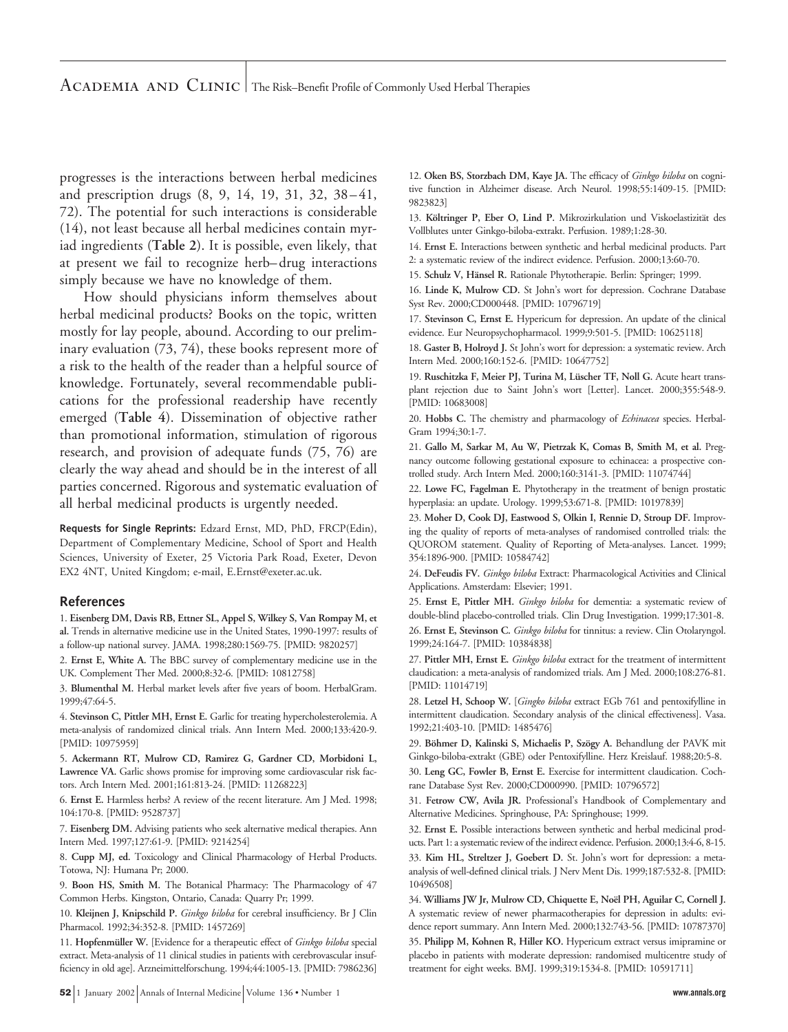progresses is the interactions between herbal medicines and prescription drugs (8, 9, 14, 19, 31, 32, 38–41, 72). The potential for such interactions is considerable (14), not least because all herbal medicines contain myriad ingredients (**Table 2**). It is possible, even likely, that at present we fail to recognize herb–drug interactions simply because we have no knowledge of them.

How should physicians inform themselves about herbal medicinal products? Books on the topic, written mostly for lay people, abound. According to our preliminary evaluation (73, 74), these books represent more of a risk to the health of the reader than a helpful source of knowledge. Fortunately, several recommendable publications for the professional readership have recently emerged (**Table 4**). Dissemination of objective rather than promotional information, stimulation of rigorous research, and provision of adequate funds (75, 76) are clearly the way ahead and should be in the interest of all parties concerned. Rigorous and systematic evaluation of all herbal medicinal products is urgently needed.

**Requests for Single Reprints:** Edzard Ernst, MD, PhD, FRCP(Edin), Department of Complementary Medicine, School of Sport and Health Sciences, University of Exeter, 25 Victoria Park Road, Exeter, Devon EX2 4NT, United Kingdom; e-mail, E.Ernst@exeter.ac.uk.

## References

1. **Eisenberg DM, Davis RB, Ettner SL, Appel S, Wilkey S, Van Rompay M, et al.** Trends in alternative medicine use in the United States, 1990-1997: results of a follow-up national survey. JAMA. 1998;280:1569-75. [PMID: 9820257]

2. **Ernst E, White A.** The BBC survey of complementary medicine use in the UK. Complement Ther Med. 2000;8:32-6. [PMID: 10812758]

3. **Blumenthal M.** Herbal market levels after five years of boom. HerbalGram. 1999;47:64-5.

4. **Stevinson C, Pittler MH, Ernst E.** Garlic for treating hypercholesterolemia. A meta-analysis of randomized clinical trials. Ann Intern Med. 2000;133:420-9. [PMID: 10975959]

5. **Ackermann RT, Mulrow CD, Ramirez G, Gardner CD, Morbidoni L, Lawrence VA.** Garlic shows promise for improving some cardiovascular risk factors. Arch Intern Med. 2001;161:813-24. [PMID: 11268223]

6. **Ernst E.** Harmless herbs? A review of the recent literature. Am J Med. 1998; 104:170-8. [PMID: 9528737]

7. **Eisenberg DM.** Advising patients who seek alternative medical therapies. Ann Intern Med. 1997;127:61-9. [PMID: 9214254]

8. **Cupp MJ, ed.** Toxicology and Clinical Pharmacology of Herbal Products. Totowa, NJ: Humana Pr; 2000.

9. **Boon HS, Smith M.** The Botanical Pharmacy: The Pharmacology of 47 Common Herbs. Kingston, Ontario, Canada: Quarry Pr; 1999.

10. **Kleijnen J, Knipschild P.** *Ginkgo biloba* for cerebral insufficiency. Br J Clin Pharmacol. 1992;34:352-8. [PMID: 1457269]

11. **Hopfenmüller W.** [Evidence for a therapeutic effect of *Ginkgo biloba* special extract. Meta-analysis of 11 clinical studies in patients with cerebrovascular insufficiency in old age]. Arzneimittelforschung. 1994;44:1005-13. [PMID: 7986236]

12. **Oken BS, Storzbach DM, Kaye JA.** The efficacy of *Ginkgo biloba* on cognitive function in Alzheimer disease. Arch Neurol. 1998;55:1409-15. [PMID: 9823823]

13. **Költringer P, Eber O, Lind P.** Mikrozirkulation und Viskoelastizität des Vollblutes unter Ginkgo-biloba-extrakt. Perfusion. 1989;1:28-30.

14. **Ernst E.** Interactions between synthetic and herbal medicinal products. Part 2: a systematic review of the indirect evidence. Perfusion. 2000;13:60-70.

15. **Schulz V, Hänsel R.** Rationale Phytotherapie. Berlin: Springer; 1999.

16. **Linde K, Mulrow CD.** St John's wort for depression. Cochrane Database Syst Rev. 2000;CD000448. [PMID: 10796719]

17. **Stevinson C, Ernst E.** Hypericum for depression. An update of the clinical evidence. Eur Neuropsychopharmacol. 1999;9:501-5. [PMID: 10625118]

18. **Gaster B, Holroyd J.** St John's wort for depression: a systematic review. Arch Intern Med. 2000;160:152-6. [PMID: 10647752]

19. **Ruschitzka F, Meier PJ, Turina M, Lüscher TF, Noll G.** Acute heart transplant rejection due to Saint John's wort [Letter]. Lancet. 2000;355:548-9. [PMID: 10683008]

20. **Hobbs C.** The chemistry and pharmacology of *Echinacea* species. HerbalGram 1994;30:1-7.

21. **Gallo M, Sarkar M, Au W, Pietrzak K, Comas B, Smith M, et al.** Pregnancy outcome following gestational exposure to echinacea: a prospective controlled study. Arch Intern Med. 2000;160:3141-3. [PMID: 11074744]

22. **Lowe FC, Fagelman E.** Phytotherapy in the treatment of benign prostatic hyperplasia: an update. Urology. 1999;53:671-8. [PMID: 10197839]

23. **Moher D, Cook DJ, Eastwood S, Olkin I, Rennie D, Stroup DF.** Improving the quality of reports of meta-analyses of randomised controlled trials: the QUOROM statement. Quality of Reporting of Meta-analyses. Lancet. 1999; 354:1896-900. [PMID: 10584742]

24. **DeFeudis FV.** *Ginkgo biloba* Extract: Pharmacological Activities and Clinical Applications. Amsterdam: Elsevier; 1991.

25. **Ernst E, Pittler MH.** *Ginkgo biloba* for dementia: a systematic review of double-blind placebo-controlled trials. Clin Drug Investigation. 1999;17:301-8.

26. **Ernst E, Stevinson C.** *Ginkgo biloba* for tinnitus: a review. Clin Otolaryngol. 1999;24:164-7. [PMID: 10384838]

27. **Pittler MH, Ernst E.** *Ginkgo biloba* extract for the treatment of intermittent claudication: a meta-analysis of randomized trials. Am J Med. 2000;108:276-81. [PMID: 11014719]

28. **Letzel H, Schoop W.** [*Gingko biloba* extract EGb 761 and pentoxifylline in intermittent claudication. Secondary analysis of the clinical effectiveness]. Vasa. 1992;21:403-10. [PMID: 1485476]

29. **Böhmer D, Kalinski S, Michaelis P, Szögy A.** Behandlung der PAVK mit Ginkgo-biloba-extrakt (GBE) oder Pentoxifylline. Herz Kreislauf. 1988;20:5-8.

30. **Leng GC, Fowler B, Ernst E.** Exercise for intermittent claudication. Cochrane Database Syst Rev. 2000;CD000990. [PMID: 10796572]

31. **Fetrow CW, Avila JR.** Professional's Handbook of Complementary and Alternative Medicines. Springhouse, PA: Springhouse; 1999.

32. **Ernst E.** Possible interactions between synthetic and herbal medicinal products. Part 1: a systematic review of the indirect evidence. Perfusion. 2000;13:4-6, 8-15.

33. **Kim HL, Streltzer J, Goebert D.** St. John's wort for depression: a meta-analysis of well-defined clinical trials. J Nerv Ment Dis. 1999;187:532-8. [PMID: 10496508]

34. **Williams JW Jr, Mulrow CD, Chiquette E, Noël PH, Aguilar C, Cornell J.** A systematic review of newer pharmacotherapies for depression in adults: evidence report summary. Ann Intern Med. 2000;132:743-56. [PMID: 10787370]

35. **Philipp M, Kohnen R, Hiller KO.** Hypericum extract versus imipramine or placebo in patients with moderate depression: randomised multicentre study of treatment for eight weeks. BMJ. 1999;319:1534-8. [PMID: 10591711]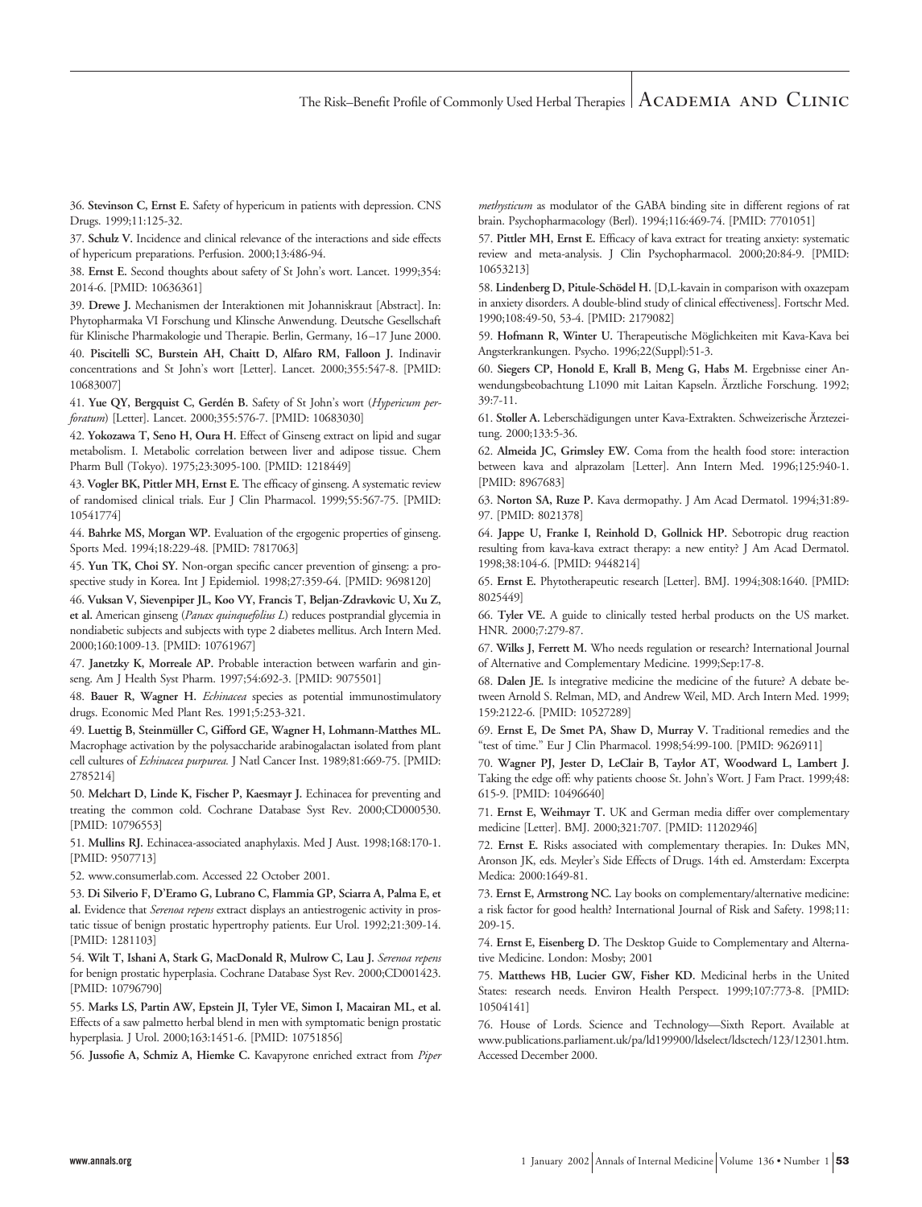36. **Stevinson C, Ernst E.** Safety of hypericum in patients with depression. CNS Drugs. 1999;11:125-32.

37. **Schulz V.** Incidence and clinical relevance of the interactions and side effects of hypericum preparations. Perfusion. 2000;13:486-94.

38. **Ernst E.** Second thoughts about safety of St John's wort. Lancet. 1999;354: 2014-6. [PMID: 10636361]

39. **Drewe J.** Mechanismen der Interaktionen mit Johanniskraut [Abstract]. In: Phytopharmaka VI Forschung und Klinsche Anwendung. Deutsche Gesellschaft für Klinische Pharmakologie und Therapie. Berlin, Germany, 16–17 June 2000.

40. **Piscitelli SC, Burstein AH, Chaitt D, Alfaro RM, Falloon J.** Indinavir concentrations and St John's wort [Letter]. Lancet. 2000;355:547-8. [PMID: 10683007]

41. **Yue QY, Bergquist C, Gerdén B.** Safety of St John's wort (*Hypericum perforatum*) [Letter]. Lancet. 2000;355:576-7. [PMID: 10683030]

42. **Yokozawa T, Seno H, Oura H.** Effect of Ginseng extract on lipid and sugar metabolism. I. Metabolic correlation between liver and adipose tissue. Chem Pharm Bull (Tokyo). 1975;23:3095-100. [PMID: 1218449]

43. **Vogler BK, Pittler MH, Ernst E.** The efficacy of ginseng. A systematic review of randomised clinical trials. Eur J Clin Pharmacol. 1999;55:567-75. [PMID: 10541774]

44. **Bahrke MS, Morgan WP.** Evaluation of the ergogenic properties of ginseng. Sports Med. 1994;18:229-48. [PMID: 7817063]

45. **Yun TK, Choi SY.** Non-organ specific cancer prevention of ginseng: a prospective study in Korea. Int J Epidemiol. 1998;27:359-64. [PMID: 9698120]

46. **Vuksan V, Sievenpiper JL, Koo VY, Francis T, Beljan-Zdravkovic U, Xu Z, et al.** American ginseng (*Panax quinquefolius L*) reduces postprandial glycemia in nondiabetic subjects and subjects with type 2 diabetes mellitus. Arch Intern Med. 2000;160:1009-13. [PMID: 10761967]

47. **Janetzky K, Morreale AP.** Probable interaction between warfarin and ginseng. Am J Health Syst Pharm. 1997;54:692-3. [PMID: 9075501]

48. **Bauer R, Wagner H.** *Echinacea* species as potential immunostimulatory drugs. Economic Med Plant Res. 1991;5:253-321.

49. **Luettig B, Steinmüller C, Gifford GE, Wagner H, Lohmann-Matthes ML.** Macrophage activation by the polysaccharide arabinogalactan isolated from plant cell cultures of *Echinacea purpurea.* J Natl Cancer Inst. 1989;81:669-75. [PMID: 2785214]

50. **Melchart D, Linde K, Fischer P, Kaesmayr J.** Echinacea for preventing and treating the common cold. Cochrane Database Syst Rev. 2000;CD000530. [PMID: 10796553]

51. **Mullins RJ.** Echinacea-associated anaphylaxis. Med J Aust. 1998;168:170-1. [PMID: 9507713]

52. www.consumerlab.com. Accessed 22 October 2001.

53. **Di Silverio F, D'Eramo G, Lubrano C, Flammia GP, Sciarra A, Palma E, et al.** Evidence that *Serenoa repens* extract displays an antiestrogenic activity in prostatic tissue of benign prostatic hypertrophy patients. Eur Urol. 1992;21:309-14. [PMID: 1281103]

54. **Wilt T, Ishani A, Stark G, MacDonald R, Mulrow C, Lau J.** *Serenoa repens* for benign prostatic hyperplasia. Cochrane Database Syst Rev. 2000;CD001423. [PMID: 10796790]

55. **Marks LS, Partin AW, Epstein JI, Tyler VE, Simon I, Macairan ML, et al.** Effects of a saw palmetto herbal blend in men with symptomatic benign prostatic hyperplasia. J Urol. 2000;163:1451-6. [PMID: 10751856]

56. **Jussofie A, Schmiz A, Hiemke C.** Kavapyrone enriched extract from *Piper methysticum* as modulator of the GABA binding site in different regions of rat brain. Psychopharmacology (Berl). 1994;116:469-74. [PMID: 7701051]

57. **Pittler MH, Ernst E.** Efficacy of kava extract for treating anxiety: systematic review and meta-analysis. J Clin Psychopharmacol. 2000;20:84-9. [PMID: 10653213]

58. **Lindenberg D, Pitule-Schödel H.** [D,L-kavain in comparison with oxazepam in anxiety disorders. A double-blind study of clinical effectiveness]. Fortschr Med. 1990;108:49-50, 53-4. [PMID: 2179082]

59. **Hofmann R, Winter U.** Therapeutische Möglichkeiten mit Kava-Kava bei Angsterkrankungen. Psycho. 1996;22(Suppl):51-3.

60. **Siegers CP, Honold E, Krall B, Meng G, Habs M.** Ergebnisse einer Anwendungsbeobachtung L1090 mit Laitan Kapseln. Ärztliche Forschung. 1992; 39:7-11.

61. **Stoller A.** Leberschädigungen unter Kava-Extrakten. Schweizerische Ärztezeitung. 2000;133:5-36.

62. **Almeida JC, Grimsley EW.** Coma from the health food store: interaction between kava and alprazolam [Letter]. Ann Intern Med. 1996;125:940-1. [PMID: 8967683]

63. **Norton SA, Ruze P.** Kava dermopathy. J Am Acad Dermatol. 1994;31:89-97. [PMID: 8021378]

64. **Jappe U, Franke I, Reinhold D, Gollnick HP.** Sebotropic drug reaction resulting from kava-kava extract therapy: a new entity? J Am Acad Dermatol. 1998;38:104-6. [PMID: 9448214]

65. **Ernst E.** Phytotherapeutic research [Letter]. BMJ. 1994;308:1640. [PMID: 8025449]

66. **Tyler VE.** A guide to clinically tested herbal products on the US market. HNR. 2000;7:279-87.

67. **Wilks J, Ferrett M.** Who needs regulation or research? International Journal of Alternative and Complementary Medicine. 1999;Sep:17-8.

68. **Dalen JE.** Is integrative medicine the medicine of the future? A debate between Arnold S. Relman, MD, and Andrew Weil, MD. Arch Intern Med. 1999; 159:2122-6. [PMID: 10527289]

69. **Ernst E, De Smet PA, Shaw D, Murray V.** Traditional remedies and the "test of time." Eur J Clin Pharmacol. 1998;54:99-100. [PMID: 9626911]

70. **Wagner PJ, Jester D, LeClair B, Taylor AT, Woodward L, Lambert J.** Taking the edge off: why patients choose St. John's Wort. J Fam Pract. 1999;48: 615-9. [PMID: 10496640]

71. **Ernst E, Weihmayr T.** UK and German media differ over complementary medicine [Letter]. BMJ. 2000;321:707. [PMID: 11202946]

72. **Ernst E.** Risks associated with complementary therapies. In: Dukes MN, Aronson JK, eds. Meyler's Side Effects of Drugs. 14th ed. Amsterdam: Excerpta Medica: 2000:1649-81.

73. **Ernst E, Armstrong NC.** Lay books on complementary/alternative medicine: a risk factor for good health? International Journal of Risk and Safety. 1998;11: 209-15.

74. **Ernst E, Eisenberg D.** The Desktop Guide to Complementary and Alternative Medicine. London: Mosby; 2001

75. **Matthews HB, Lucier GW, Fisher KD.** Medicinal herbs in the United States: research needs. Environ Health Perspect. 1999;107:773-8. [PMID: 10504141]

76. House of Lords. Science and Technology—Sixth Report. Available at www.publications.parliament.uk/pa/ld199900/ldselect/ldsctech/123/12301.htm. Accessed December 2000.